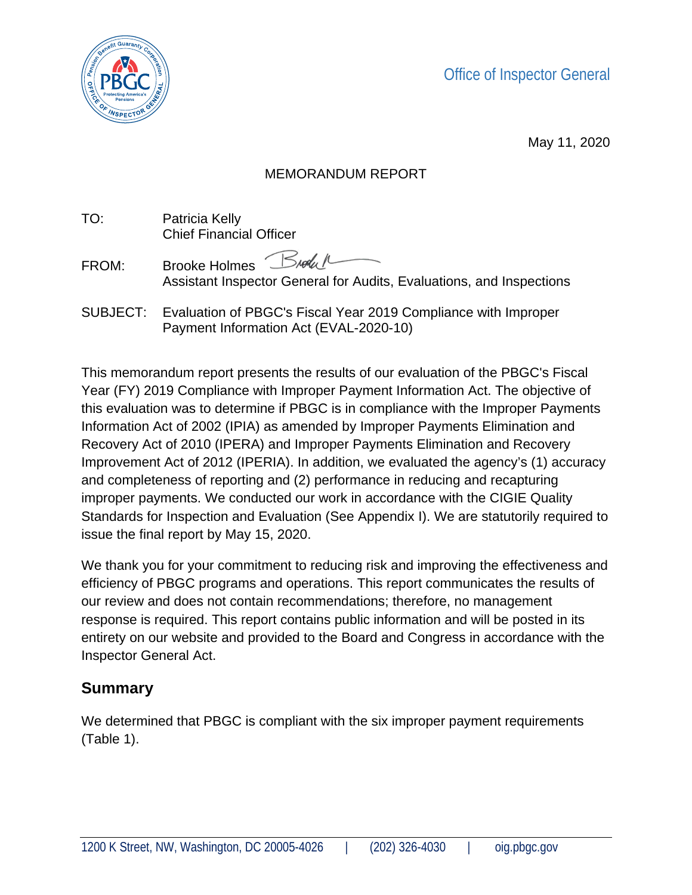Office of Inspector General

May 11, 2020

MEMORANDUM REPORT

TO: Patricia Kelly
Chief Financial Officer

FROM: Brooke Holmes
Assistant Inspector General for Audits, Evaluations, and Inspections

SUBJECT: Evaluation of PBGC's Fiscal Year 2019 Compliance with Improper Payment Information Act (EVAL-2020-10)

This memorandum report presents the results of our evaluation of the PBGC's Fiscal Year (FY) 2019 Compliance with Improper Payment Information Act. The objective of this evaluation was to determine if PBGC is in compliance with the Improper Payments Information Act of 2002 (IPIA) as amended by Improper Payments Elimination and Recovery Act of 2010 (IPERA) and Improper Payments Elimination and Recovery Improvement Act of 2012 (IPERIA). In addition, we evaluated the agency's (1) accuracy and completeness of reporting and (2) performance in reducing and recapturing improper payments. We conducted our work in accordance with the CIGIE Quality Standards for Inspection and Evaluation (See Appendix I). We are statutorily required to issue the final report by May 15, 2020.

We thank you for your commitment to reducing risk and improving the effectiveness and efficiency of PBGC programs and operations. This report communicates the results of our review and does not contain recommendations; therefore, no management response is required. This report contains public information and will be posted in its entirety on our website and provided to the Board and Congress in accordance with the Inspector General Act.

## Summary

We determined that PBGC is compliant with the six improper payment requirements (Table 1).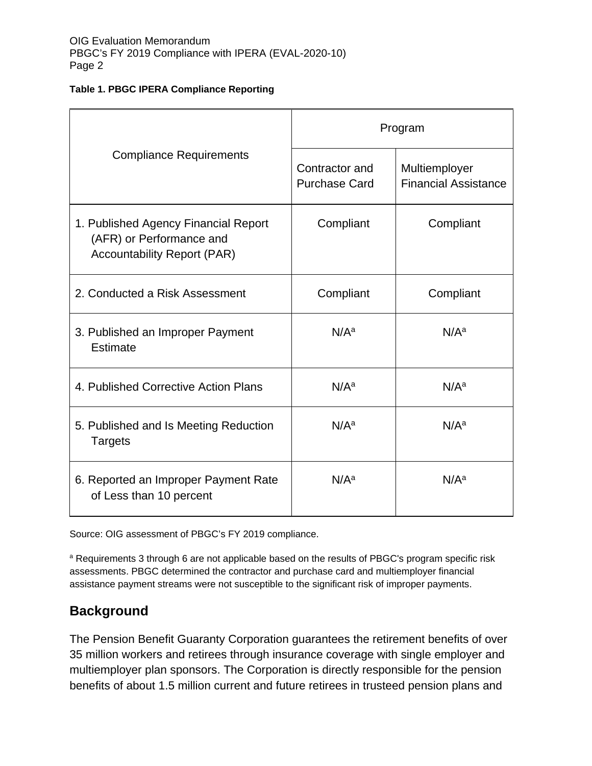**Table 1. PBGC IPERA Compliance Reporting**

| Compliance Requirements | Program | |
|---|---|---|
| | Contractor and Purchase Card | Multiemployer Financial Assistance |
| 1. Published Agency Financial Report (AFR) or Performance and Accountability Report (PAR) | Compliant | Compliant |
| 2. Conducted a Risk Assessment | Compliant | Compliant |
| 3. Published an Improper Payment Estimate | N/A[a] | N/A[a] |
| 4. Published Corrective Action Plans | N/A[a] | N/A[a] |
| 5. Published and Is Meeting Reduction Targets | N/A[a] | N/A[a] |
| 6. Reported an Improper Payment Rate of Less than 10 percent | N/A[a] | N/A[a] |

Source: OIG assessment of PBGC's FY 2019 compliance.

[a] Requirements 3 through 6 are not applicable based on the results of PBGC's program specific risk assessments. PBGC determined the contractor and purchase card and multiemployer financial assistance payment streams were not susceptible to the significant risk of improper payments.

## Background

The Pension Benefit Guaranty Corporation guarantees the retirement benefits of over 35 million workers and retirees through insurance coverage with single employer and multiemployer plan sponsors. The Corporation is directly responsible for the pension benefits of about 1.5 million current and future retirees in trusteed pension plans and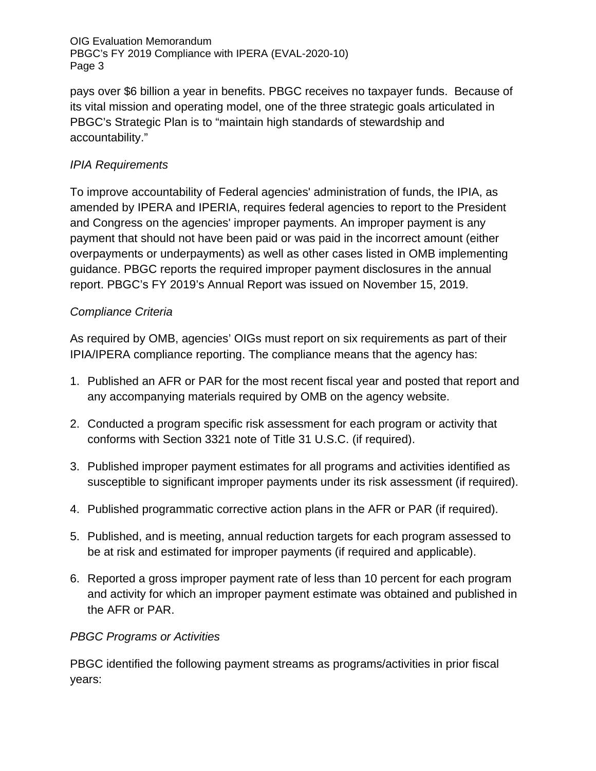pays over $6 billion a year in benefits. PBGC receives no taxpayer funds. Because of its vital mission and operating model, one of the three strategic goals articulated in PBGC's Strategic Plan is to "maintain high standards of stewardship and accountability."

*IPIA Requirements*

To improve accountability of Federal agencies' administration of funds, the IPIA, as amended by IPERA and IPERIA, requires federal agencies to report to the President and Congress on the agencies' improper payments. An improper payment is any payment that should not have been paid or was paid in the incorrect amount (either overpayments or underpayments) as well as other cases listed in OMB implementing guidance. PBGC reports the required improper payment disclosures in the annual report. PBGC's FY 2019's Annual Report was issued on November 15, 2019.

*Compliance Criteria*

As required by OMB, agencies' OIGs must report on six requirements as part of their IPIA/IPERA compliance reporting. The compliance means that the agency has:

1. Published an AFR or PAR for the most recent fiscal year and posted that report and any accompanying materials required by OMB on the agency website.
2. Conducted a program specific risk assessment for each program or activity that conforms with Section 3321 note of Title 31 U.S.C. (if required).
3. Published improper payment estimates for all programs and activities identified as susceptible to significant improper payments under its risk assessment (if required).
4. Published programmatic corrective action plans in the AFR or PAR (if required).
5. Published, and is meeting, annual reduction targets for each program assessed to be at risk and estimated for improper payments (if required and applicable).
6. Reported a gross improper payment rate of less than 10 percent for each program and activity for which an improper payment estimate was obtained and published in the AFR or PAR.

*PBGC Programs or Activities*

PBGC identified the following payment streams as programs/activities in prior fiscal years: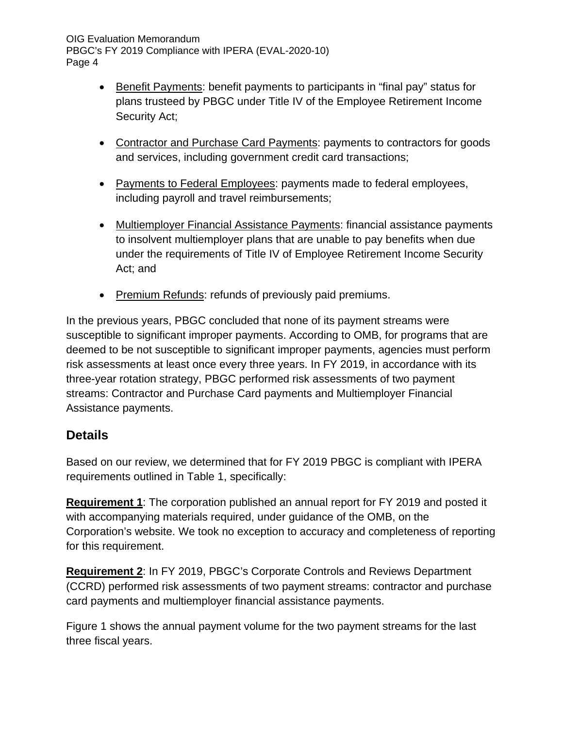- Benefit Payments: benefit payments to participants in "final pay" status for plans trusteed by PBGC under Title IV of the Employee Retirement Income Security Act;

- Contractor and Purchase Card Payments: payments to contractors for goods and services, including government credit card transactions;

- Payments to Federal Employees: payments made to federal employees, including payroll and travel reimbursements;

- Multiemployer Financial Assistance Payments: financial assistance payments to insolvent multiemployer plans that are unable to pay benefits when due under the requirements of Title IV of Employee Retirement Income Security Act; and

- Premium Refunds: refunds of previously paid premiums.

In the previous years, PBGC concluded that none of its payment streams were susceptible to significant improper payments. According to OMB, for programs that are deemed to be not susceptible to significant improper payments, agencies must perform risk assessments at least once every three years. In FY 2019, in accordance with its three-year rotation strategy, PBGC performed risk assessments of two payment streams: Contractor and Purchase Card payments and Multiemployer Financial Assistance payments.

## Details

Based on our review, we determined that for FY 2019 PBGC is compliant with IPERA requirements outlined in Table 1, specifically:

**Requirement 1**: The corporation published an annual report for FY 2019 and posted it with accompanying materials required, under guidance of the OMB, on the Corporation's website. We took no exception to accuracy and completeness of reporting for this requirement.

**Requirement 2**: In FY 2019, PBGC's Corporate Controls and Reviews Department (CCRD) performed risk assessments of two payment streams: contractor and purchase card payments and multiemployer financial assistance payments.

Figure 1 shows the annual payment volume for the two payment streams for the last three fiscal years.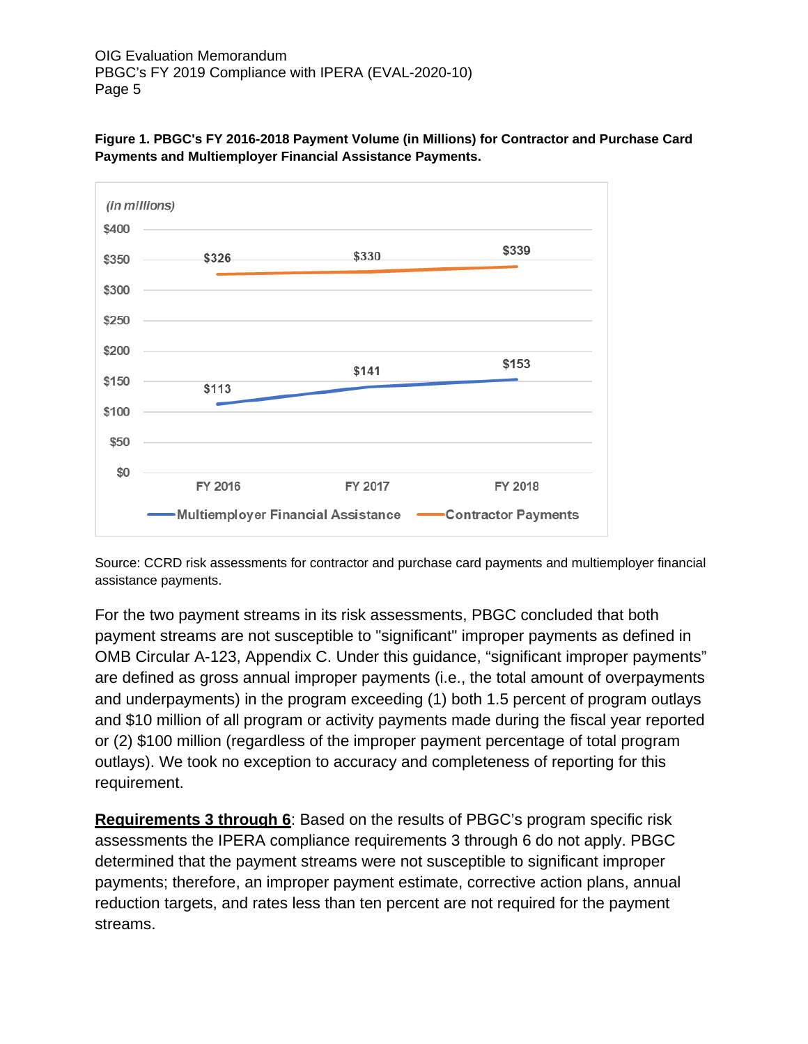**Figure 1. PBGC's FY 2016-2018 Payment Volume (in Millions) for Contractor and Purchase Card Payments and Multiemployer Financial Assistance Payments.**

| (in millions) | FY 2016 | FY 2017 | FY 2018 |
|---|---|---|---|
| Multiemployer Financial Assistance | $113 | $141 | $153 |
| Contractor Payments | $326 | $330 | $339 |

Source: CCRD risk assessments for contractor and purchase card payments and multiemployer financial assistance payments.

For the two payment streams in its risk assessments, PBGC concluded that both payment streams are not susceptible to "significant" improper payments as defined in OMB Circular A-123, Appendix C. Under this guidance, "significant improper payments" are defined as gross annual improper payments (i.e., the total amount of overpayments and underpayments) in the program exceeding (1) both 1.5 percent of program outlays and $10 million of all program or activity payments made during the fiscal year reported or (2) $100 million (regardless of the improper payment percentage of total program outlays). We took no exception to accuracy and completeness of reporting for this requirement.

**Requirements 3 through 6**: Based on the results of PBGC's program specific risk assessments the IPERA compliance requirements 3 through 6 do not apply. PBGC determined that the payment streams were not susceptible to significant improper payments; therefore, an improper payment estimate, corrective action plans, annual reduction targets, and rates less than ten percent are not required for the payment streams.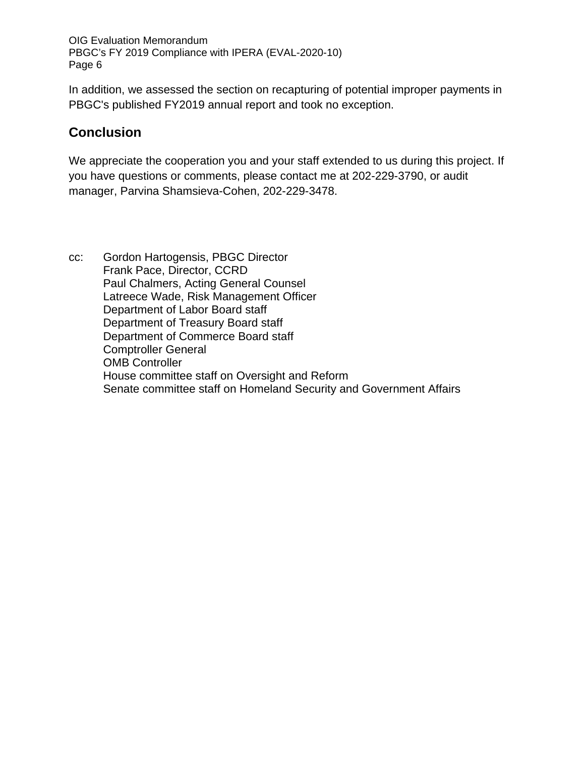In addition, we assessed the section on recapturing of potential improper payments in PBGC's published FY2019 annual report and took no exception.

## Conclusion

We appreciate the cooperation you and your staff extended to us during this project. If you have questions or comments, please contact me at 202-229-3790, or audit manager, Parvina Shamsieva-Cohen, 202-229-3478.

cc: Gordon Hartogensis, PBGC Director
Frank Pace, Director, CCRD
Paul Chalmers, Acting General Counsel
Latreece Wade, Risk Management Officer
Department of Labor Board staff
Department of Treasury Board staff
Department of Commerce Board staff
Comptroller General
OMB Controller
House committee staff on Oversight and Reform
Senate committee staff on Homeland Security and Government Affairs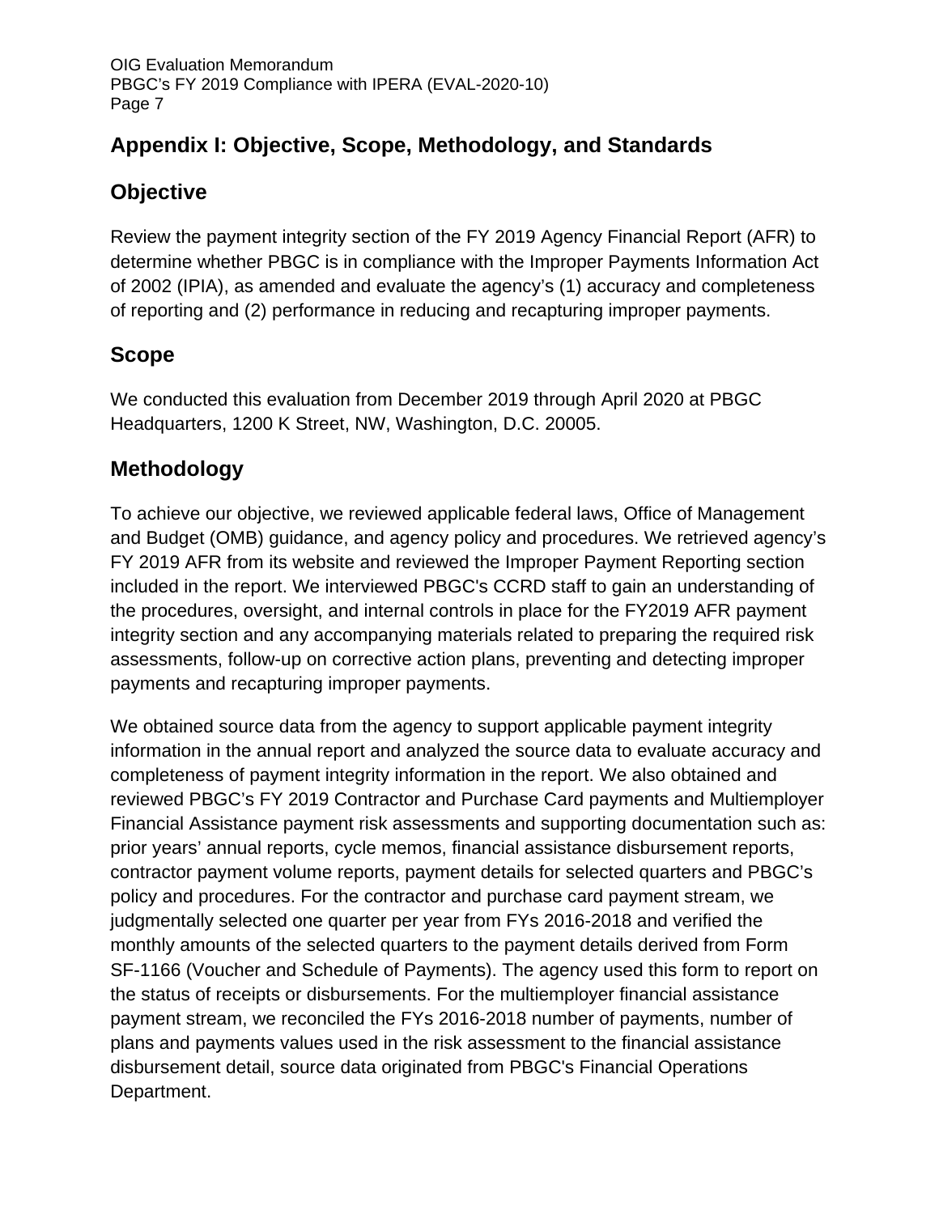## Appendix I: Objective, Scope, Methodology, and Standards

## Objective

Review the payment integrity section of the FY 2019 Agency Financial Report (AFR) to determine whether PBGC is in compliance with the Improper Payments Information Act of 2002 (IPIA), as amended and evaluate the agency's (1) accuracy and completeness of reporting and (2) performance in reducing and recapturing improper payments.

## Scope

We conducted this evaluation from December 2019 through April 2020 at PBGC Headquarters, 1200 K Street, NW, Washington, D.C. 20005.

## Methodology

To achieve our objective, we reviewed applicable federal laws, Office of Management and Budget (OMB) guidance, and agency policy and procedures. We retrieved agency's FY 2019 AFR from its website and reviewed the Improper Payment Reporting section included in the report. We interviewed PBGC's CCRD staff to gain an understanding of the procedures, oversight, and internal controls in place for the FY2019 AFR payment integrity section and any accompanying materials related to preparing the required risk assessments, follow-up on corrective action plans, preventing and detecting improper payments and recapturing improper payments.

We obtained source data from the agency to support applicable payment integrity information in the annual report and analyzed the source data to evaluate accuracy and completeness of payment integrity information in the report. We also obtained and reviewed PBGC's FY 2019 Contractor and Purchase Card payments and Multiemployer Financial Assistance payment risk assessments and supporting documentation such as: prior years' annual reports, cycle memos, financial assistance disbursement reports, contractor payment volume reports, payment details for selected quarters and PBGC's policy and procedures. For the contractor and purchase card payment stream, we judgmentally selected one quarter per year from FYs 2016-2018 and verified the monthly amounts of the selected quarters to the payment details derived from Form SF-1166 (Voucher and Schedule of Payments). The agency used this form to report on the status of receipts or disbursements. For the multiemployer financial assistance payment stream, we reconciled the FYs 2016-2018 number of payments, number of plans and payments values used in the risk assessment to the financial assistance disbursement detail, source data originated from PBGC's Financial Operations Department.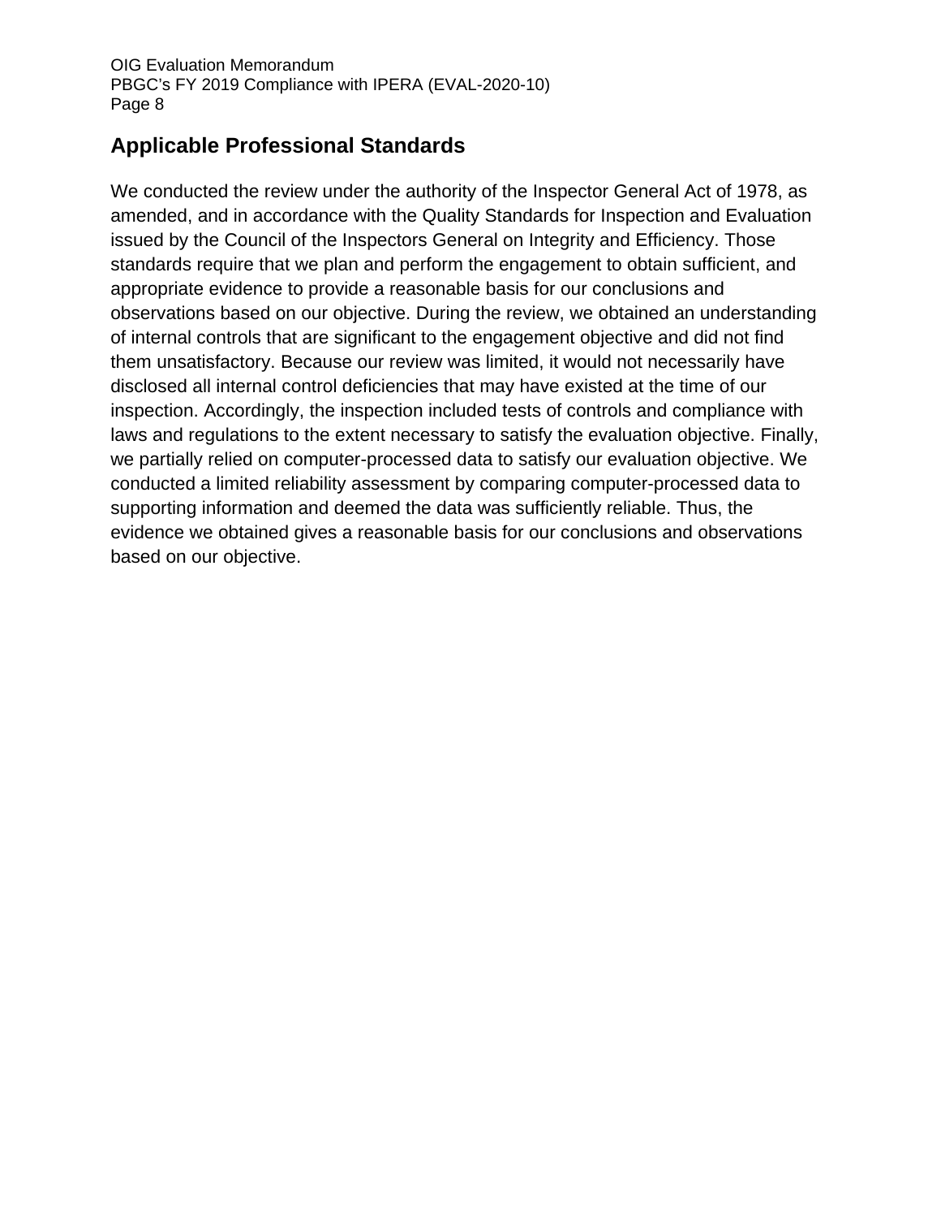## Applicable Professional Standards

We conducted the review under the authority of the Inspector General Act of 1978, as amended, and in accordance with the Quality Standards for Inspection and Evaluation issued by the Council of the Inspectors General on Integrity and Efficiency. Those standards require that we plan and perform the engagement to obtain sufficient, and appropriate evidence to provide a reasonable basis for our conclusions and observations based on our objective. During the review, we obtained an understanding of internal controls that are significant to the engagement objective and did not find them unsatisfactory. Because our review was limited, it would not necessarily have disclosed all internal control deficiencies that may have existed at the time of our inspection. Accordingly, the inspection included tests of controls and compliance with laws and regulations to the extent necessary to satisfy the evaluation objective. Finally, we partially relied on computer-processed data to satisfy our evaluation objective. We conducted a limited reliability assessment by comparing computer-processed data to supporting information and deemed the data was sufficiently reliable. Thus, the evidence we obtained gives a reasonable basis for our conclusions and observations based on our objective.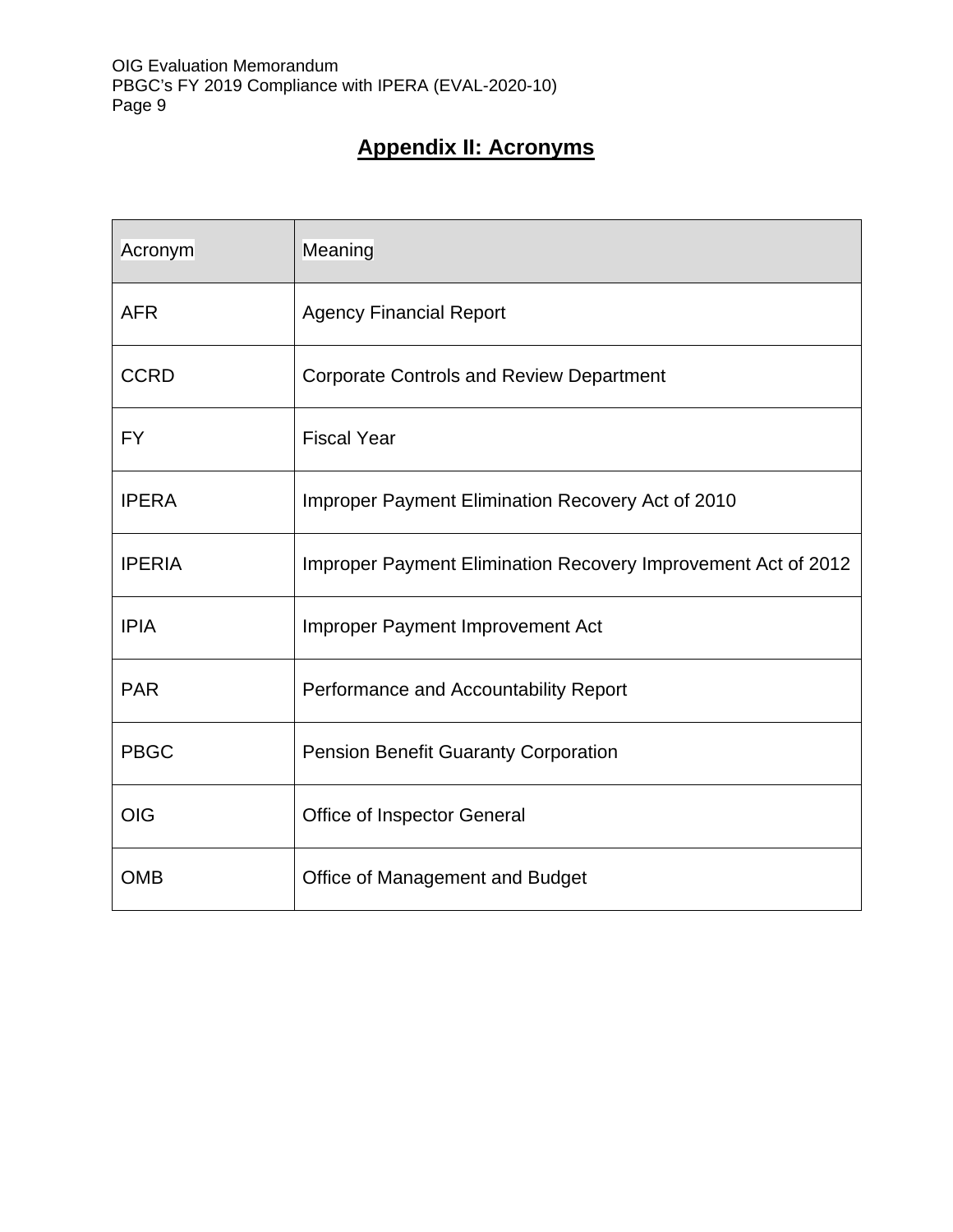## Appendix II: Acronyms

| Acronym | Meaning |
| --- | --- |
| AFR | Agency Financial Report |
| CCRD | Corporate Controls and Review Department |
| FY | Fiscal Year |
| IPERA | Improper Payment Elimination Recovery Act of 2010 |
| IPERIA | Improper Payment Elimination Recovery Improvement Act of 2012 |
| IPIA | Improper Payment Improvement Act |
| PAR | Performance and Accountability Report |
| PBGC | Pension Benefit Guaranty Corporation |
| OIG | Office of Inspector General |
| OMB | Office of Management and Budget |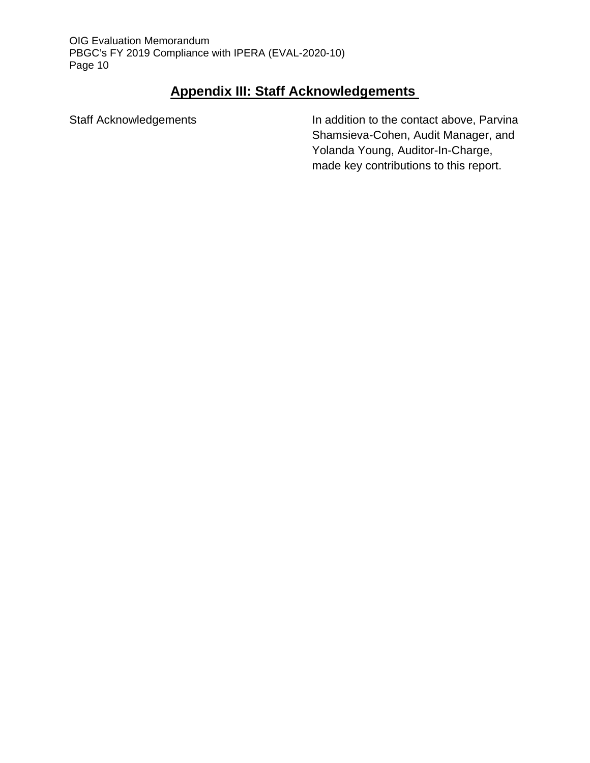## Appendix III: Staff Acknowledgements

| Staff Acknowledgements | In addition to the contact above, Parvina Shamsieva-Cohen, Audit Manager, and Yolanda Young, Auditor-In-Charge, made key contributions to this report. |
| --- | --- |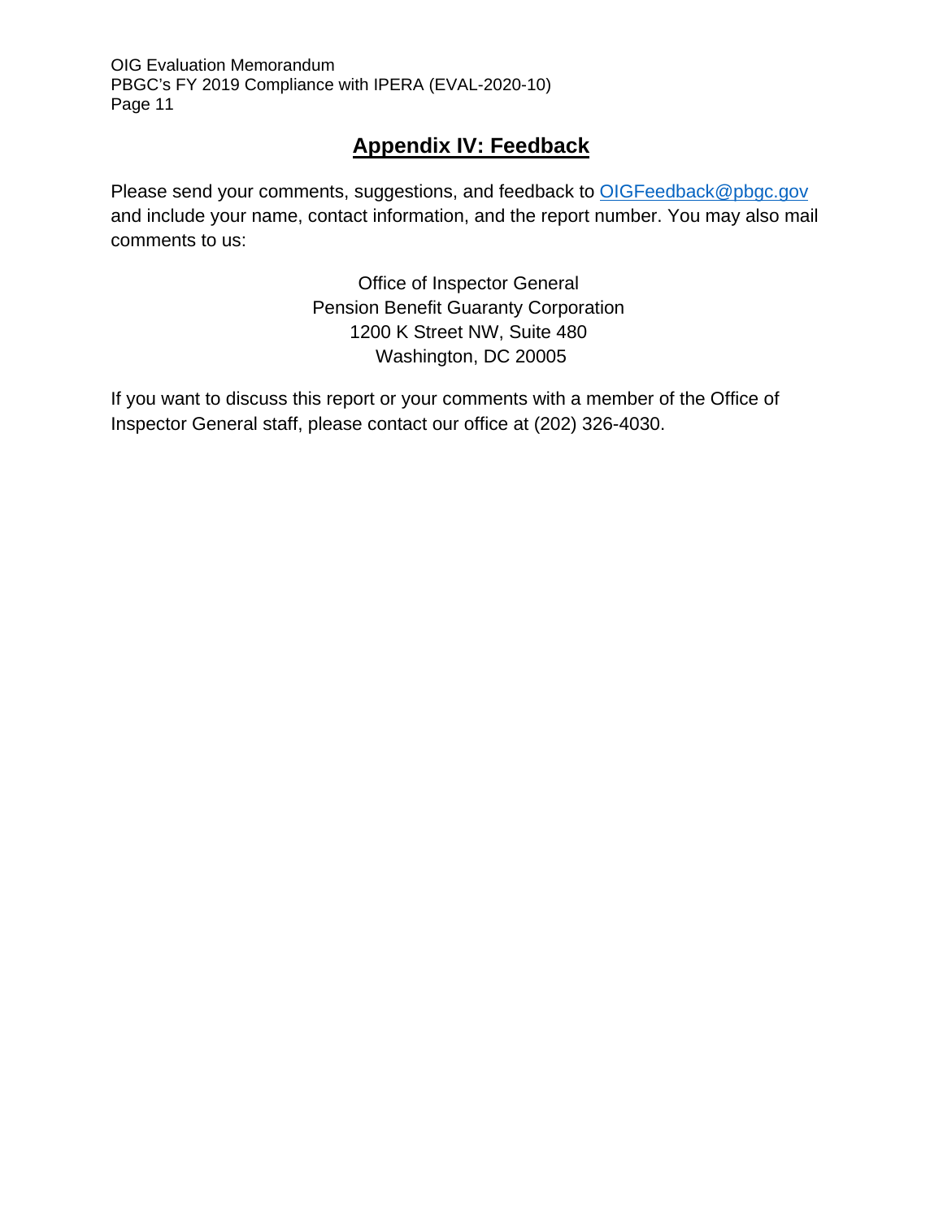## Appendix IV: Feedback

Please send your comments, suggestions, and feedback to OIGFeedback@pbgc.gov and include your name, contact information, and the report number. You may also mail comments to us:

Office of Inspector General
Pension Benefit Guaranty Corporation
1200 K Street NW, Suite 480
Washington, DC 20005

If you want to discuss this report or your comments with a member of the Office of Inspector General staff, please contact our office at (202) 326-4030.